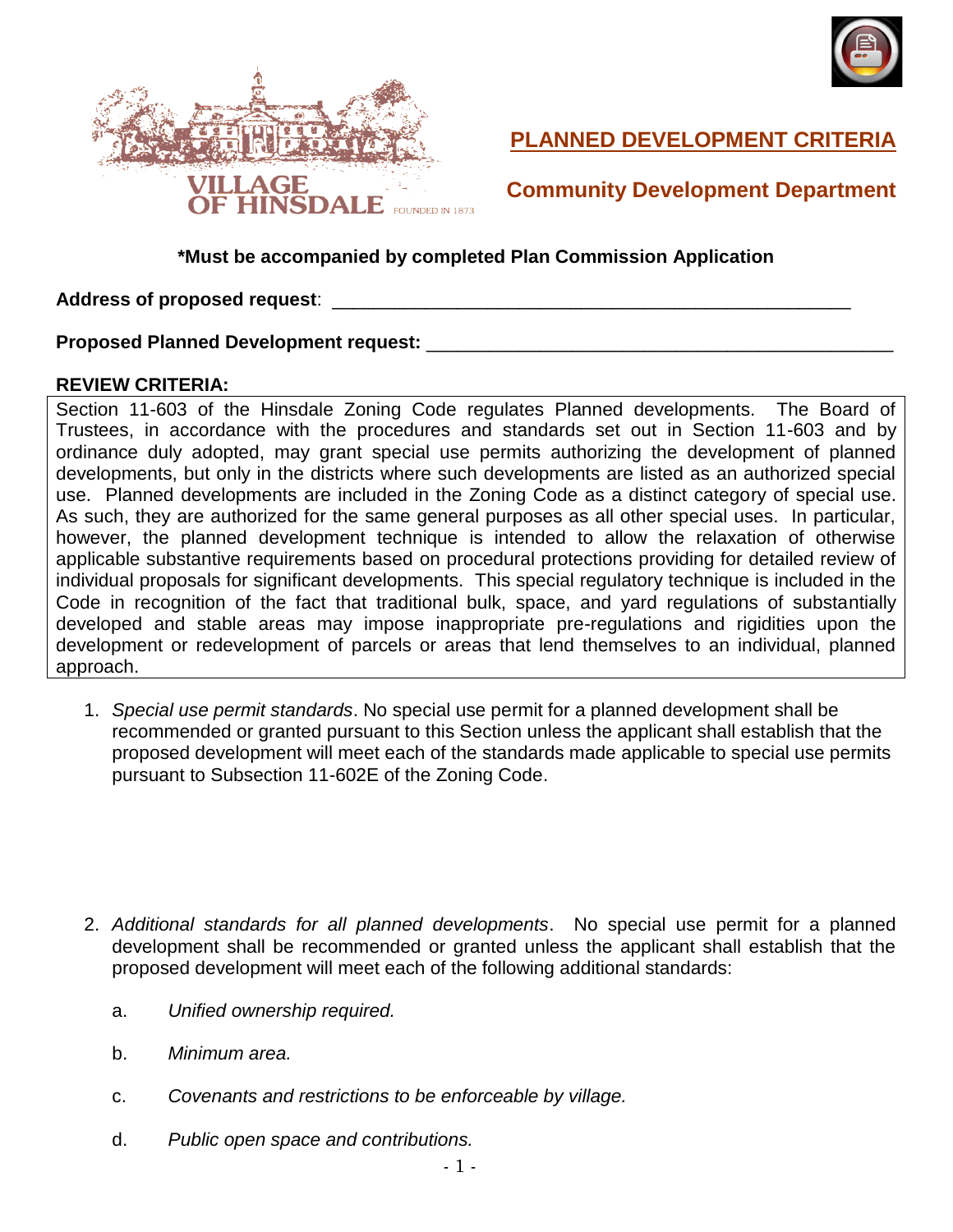VILLAGE OF HINSDALE FOUNDED IN 1873

# PLANNED DEVELOPMENT CRITERIA

## Community Development Department

**\*Must be accompanied by completed Plan Commission Application**

**Address of proposed request**: ___________________________________________________

**Proposed Planned Development request:** ____________________________________________

**REVIEW CRITERIA:**

Section 11-603 of the Hinsdale Zoning Code regulates Planned developments. The Board of Trustees, in accordance with the procedures and standards set out in Section 11-603 and by ordinance duly adopted, may grant special use permits authorizing the development of planned developments, but only in the districts where such developments are listed as an authorized special use. Planned developments are included in the Zoning Code as a distinct category of special use. As such, they are authorized for the same general purposes as all other special uses. In particular, however, the planned development technique is intended to allow the relaxation of otherwise applicable substantive requirements based on procedural protections providing for detailed review of individual proposals for significant developments. This special regulatory technique is included in the Code in recognition of the fact that traditional bulk, space, and yard regulations of substantially developed and stable areas may impose inappropriate pre-regulations and rigidities upon the development or redevelopment of parcels or areas that lend themselves to an individual, planned approach.

1. *Special use permit standards*. No special use permit for a planned development shall be recommended or granted pursuant to this Section unless the applicant shall establish that the proposed development will meet each of the standards made applicable to special use permits pursuant to Subsection 11-602E of the Zoning Code.

2. *Additional standards for all planned developments*. No special use permit for a planned development shall be recommended or granted unless the applicant shall establish that the proposed development will meet each of the following additional standards:

   a. *Unified ownership required.*

   b. *Minimum area.*

   c. *Covenants and restrictions to be enforceable by village.*

   d. *Public open space and contributions.*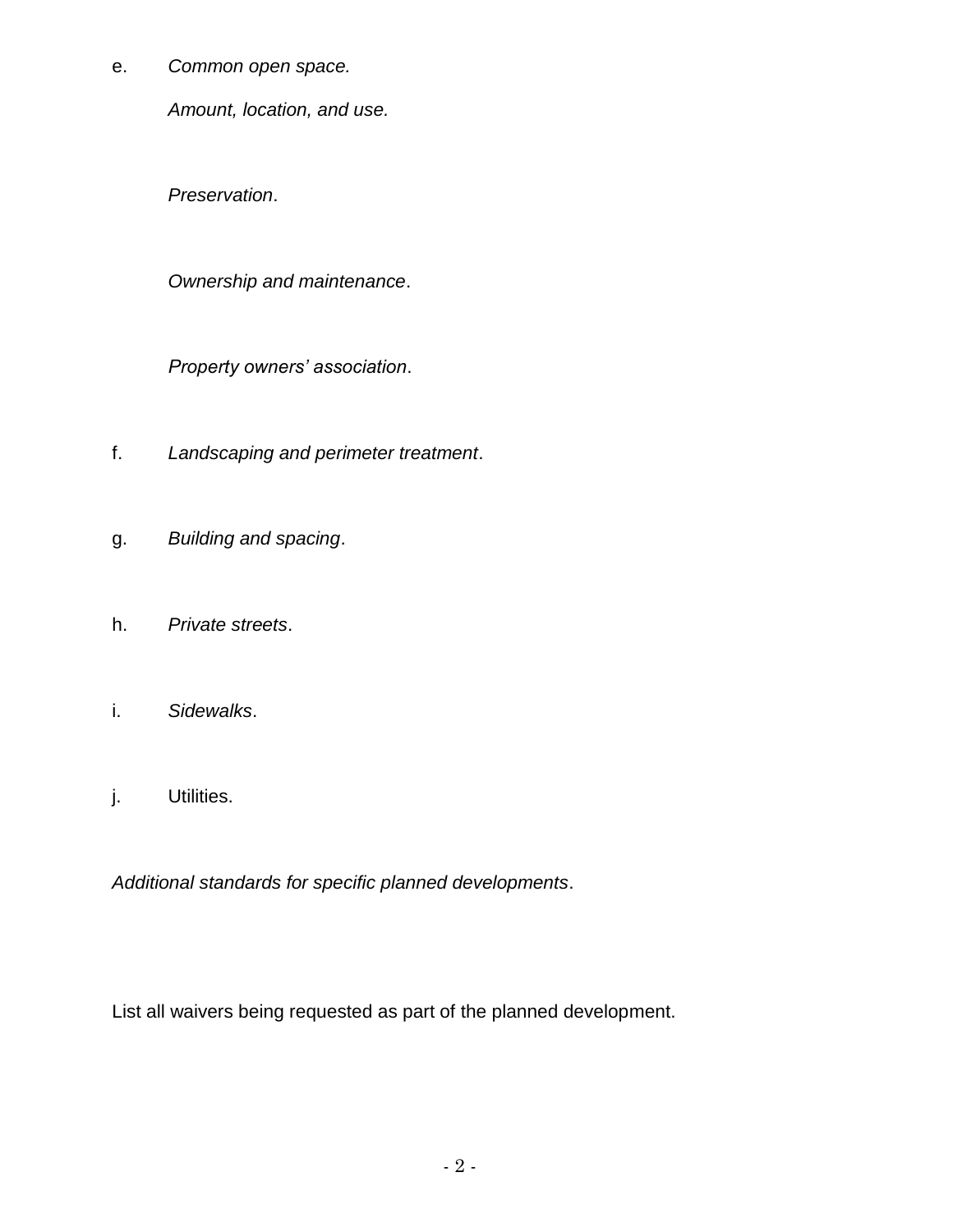e. *Common open space.*

*Amount, location, and use.*

*Preservation*.

*Ownership and maintenance*.

*Property owners' association*.

f. *Landscaping and perimeter treatment*.

g. *Building and spacing*.

h. *Private streets*.

i. *Sidewalks*.

j. Utilities.

*Additional standards for specific planned developments*.

List all waivers being requested as part of the planned development.